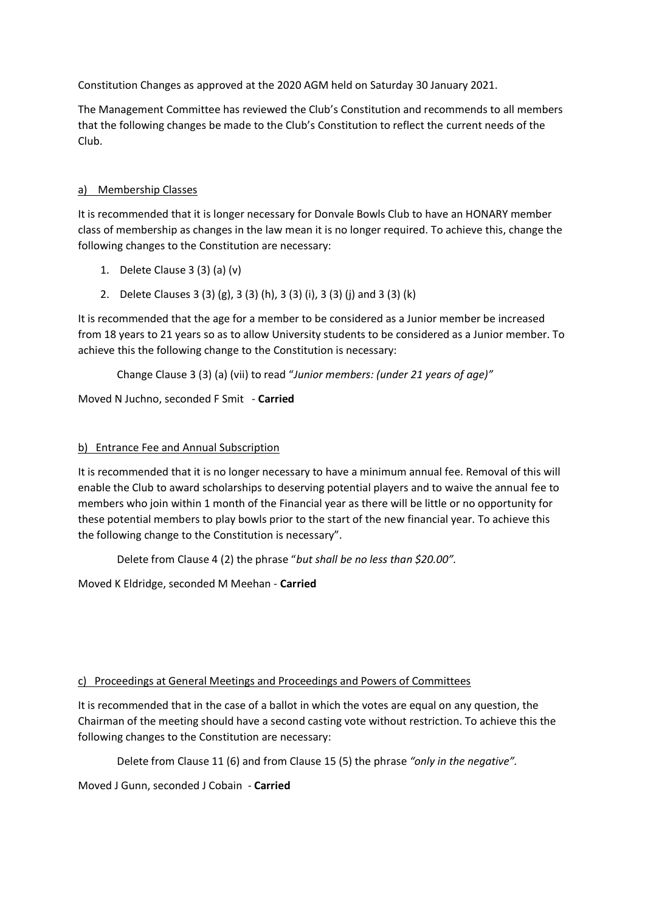Constitution Changes as approved at the 2020 AGM held on Saturday 30 January 2021.

The Management Committee has reviewed the Club's Constitution and recommends to all members that the following changes be made to the Club's Constitution to reflect the current needs of the Club.

## a) Membership Classes

It is recommended that it is longer necessary for Donvale Bowls Club to have an HONARY member class of membership as changes in the law mean it is no longer required. To achieve this, change the following changes to the Constitution are necessary:

1. Delete Clause 3 (3) (a) (v)
2. Delete Clauses 3 (3) (g), 3 (3) (h), 3 (3) (i), 3 (3) (j) and 3 (3) (k)

It is recommended that the age for a member to be considered as a Junior member be increased from 18 years to 21 years so as to allow University students to be considered as a Junior member. To achieve this the following change to the Constitution is necessary:

Change Clause 3 (3) (a) (vii) to read "*Junior members: (under 21 years of age)*"

Moved N Juchno, seconded F Smit - **Carried**

## b) Entrance Fee and Annual Subscription

It is recommended that it is no longer necessary to have a minimum annual fee. Removal of this will enable the Club to award scholarships to deserving potential players and to waive the annual fee to members who join within 1 month of the Financial year as there will be little or no opportunity for these potential members to play bowls prior to the start of the new financial year. To achieve this the following change to the Constitution is necessary".

Delete from Clause 4 (2) the phrase "*but shall be no less than $20.00"*.

Moved K Eldridge, seconded M Meehan - **Carried**

## c) Proceedings at General Meetings and Proceedings and Powers of Committees

It is recommended that in the case of a ballot in which the votes are equal on any question, the Chairman of the meeting should have a second casting vote without restriction. To achieve this the following changes to the Constitution are necessary:

Delete from Clause 11 (6) and from Clause 15 (5) the phrase *"only in the negative"*.

Moved J Gunn, seconded J Cobain - **Carried**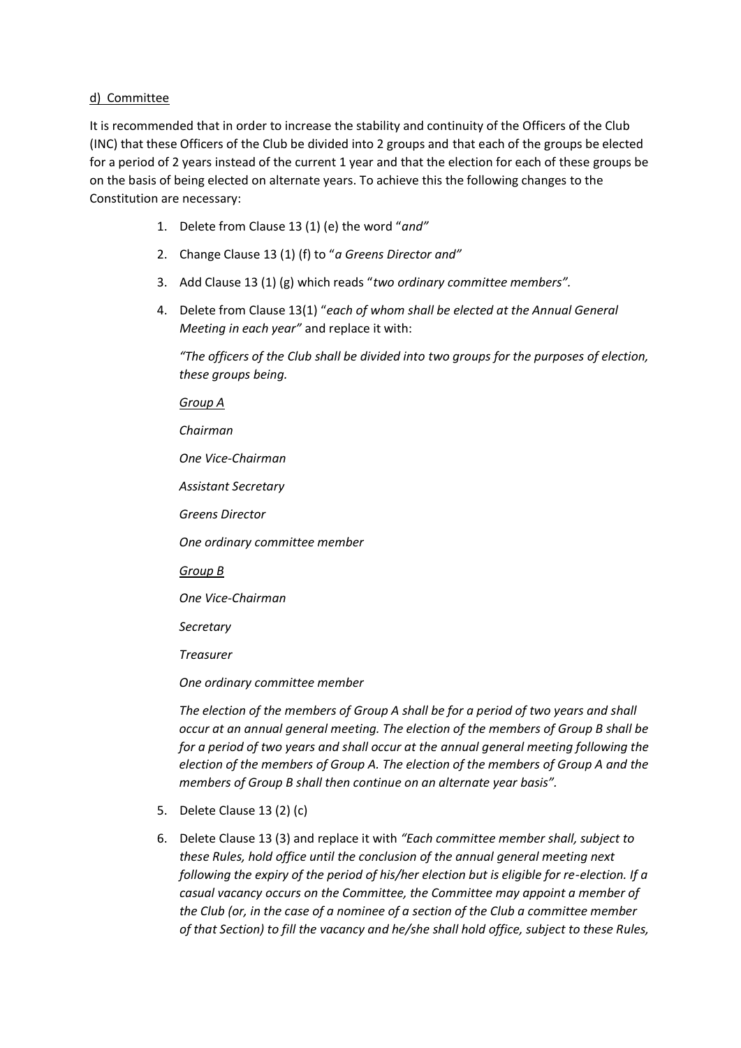d) <u>Committee</u>

It is recommended that in order to increase the stability and continuity of the Officers of the Club (INC) that these Officers of the Club be divided into 2 groups and that each of the groups be elected for a period of 2 years instead of the current 1 year and that the election for each of these groups be on the basis of being elected on alternate years. To achieve this the following changes to the Constitution are necessary:

1. Delete from Clause 13 (1) (e) the word "*and"*
2. Change Clause 13 (1) (f) to "*a Greens Director and"*
3. Add Clause 13 (1) (g) which reads "*two ordinary committee members".*
4. Delete from Clause 13(1) "*each of whom shall be elected at the Annual General Meeting in each year"* and replace it with:

   *"The officers of the Club shall be divided into two groups for the purposes of election, these groups being.*

   *<u>Group A</u>*

   *Chairman*

   *One Vice-Chairman*

   *Assistant Secretary*

   *Greens Director*

   *One ordinary committee member*

   *<u>Group B</u>*

   *One Vice-Chairman*

   *Secretary*

   *Treasurer*

   *One ordinary committee member*

   *The election of the members of Group A shall be for a period of two years and shall occur at an annual general meeting. The election of the members of Group B shall be for a period of two years and shall occur at the annual general meeting following the election of the members of Group A. The election of the members of Group A and the members of Group B shall then continue on an alternate year basis".*

5. Delete Clause 13 (2) (c)
6. Delete Clause 13 (3) and replace it with *"Each committee member shall, subject to these Rules, hold office until the conclusion of the annual general meeting next following the expiry of the period of his/her election but is eligible for re-election. If a casual vacancy occurs on the Committee, the Committee may appoint a member of the Club (or, in the case of a nominee of a section of the Club a committee member of that Section) to fill the vacancy and he/she shall hold office, subject to these Rules,*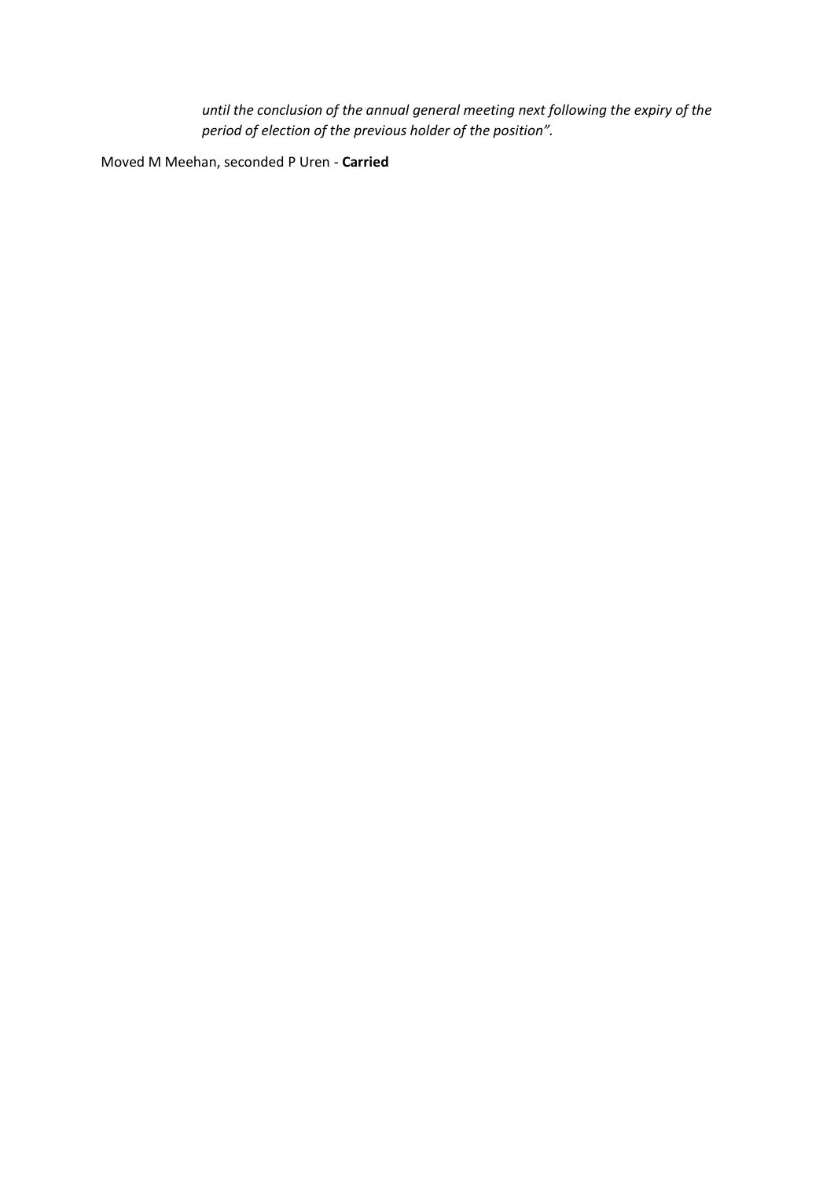*until the conclusion of the annual general meeting next following the expiry of the period of election of the previous holder of the position".*

Moved M Meehan, seconded P Uren - **Carried**